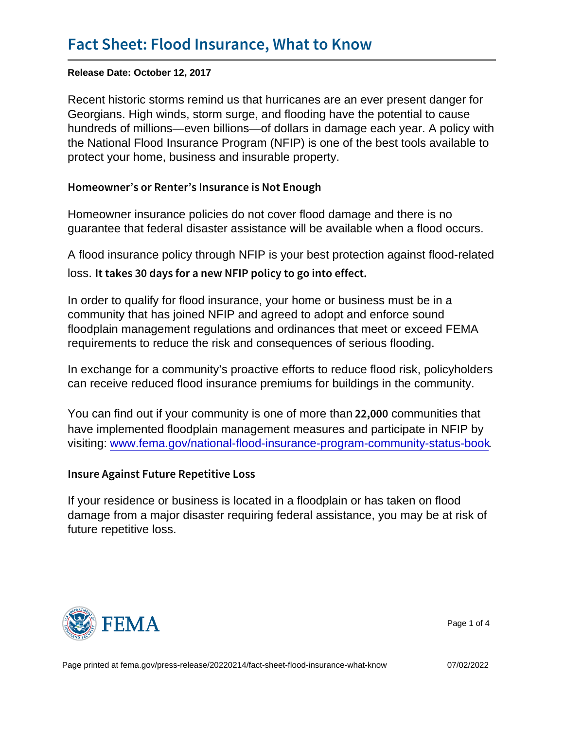# Fact Sheet: Flood Insurance, What to Know

**Release Date: October 12, 2017**

Recent historic storms remind us that hurricanes are an ever present danger for Georgians. High winds, storm surge, and flooding have the potential to cause hundreds of millions—even billions—of dollars in damage each year. A policy with the National Flood Insurance Program (NFIP) is one of the best tools available to protect your home, business and insurable property.

## Homeowner's or Renter's Insurance is Not Enough

Homeowner insurance policies do not cover flood damage and there is no guarantee that federal disaster assistance will be available when a flood occurs.

A flood insurance policy through NFIP is your best protection against flood-related loss. **It takes 30 days for a new NFIP policy to go into effect.**

In order to qualify for flood insurance, your home or business must be in a community that has joined NFIP and agreed to adopt and enforce sound floodplain management regulations and ordinances that meet or exceed FEMA requirements to reduce the risk and consequences of serious flooding.

In exchange for a community's proactive efforts to reduce flood risk, policyholders can receive reduced flood insurance premiums for buildings in the community.

You can find out if your community is one of more than 22,000 communities that have implemented floodplain management measures and participate in NFIP by visiting: [www.fema.gov/national-flood-insurance-program-community-status-book](www.fema.gov/national-flood-insurance-program-community-status-book).

## Insure Against Future Repetitive Loss

If your residence or business is located in a floodplain or has taken on flood damage from a major disaster requiring federal assistance, you may be at risk of future repetitive loss.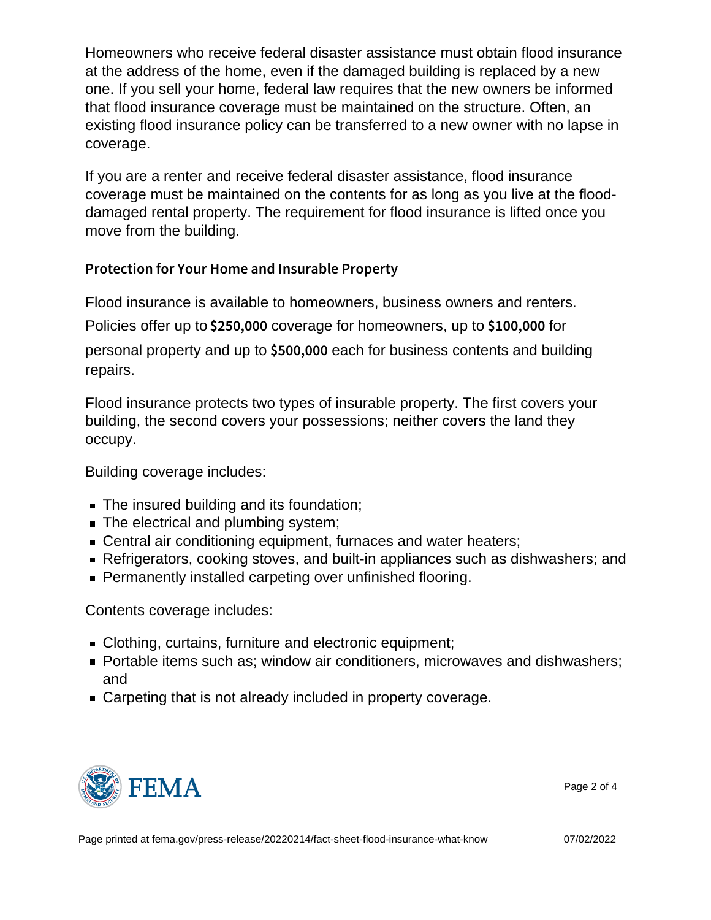Homeowners who receive federal disaster assistance must obtain flood insurance at the address of the home, even if the damaged building is replaced by a new one. If you sell your home, federal law requires that the new owners be informed that flood insurance coverage must be maintained on the structure. Often, an existing flood insurance policy can be transferred to a new owner with no lapse in coverage.

If you are a renter and receive federal disaster assistance, flood insurance coverage must be maintained on the contents for as long as you live at the flood-damaged rental property. The requirement for flood insurance is lifted once you move from the building.

### Protection for Your Home and Insurable Property

Flood insurance is available to homeowners, business owners and renters. Policies offer up to **$250,000** coverage for homeowners, up to **$100,000** for personal property and up to **$500,000** each for business contents and building repairs.

Flood insurance protects two types of insurable property. The first covers your building, the second covers your possessions; neither covers the land they occupy.

Building coverage includes:

- The insured building and its foundation;
- The electrical and plumbing system;
- Central air conditioning equipment, furnaces and water heaters;
- Refrigerators, cooking stoves, and built-in appliances such as dishwashers; and
- Permanently installed carpeting over unfinished flooring.

Contents coverage includes:

- Clothing, curtains, furniture and electronic equipment;
- Portable items such as; window air conditioners, microwaves and dishwashers; and
- Carpeting that is not already included in property coverage.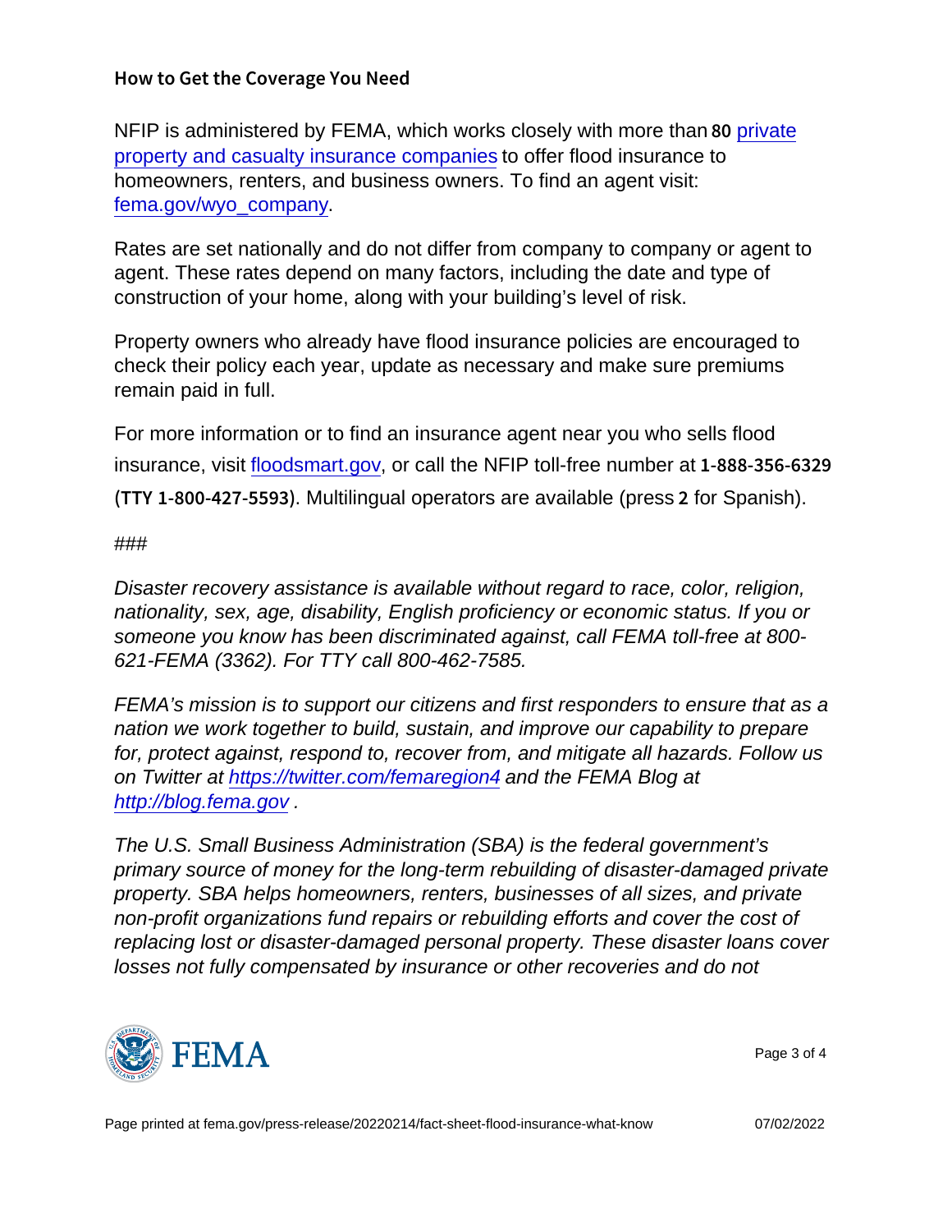## How to Get the Coverage You Need

NFIP is administered by FEMA, which works closely with more than 80 [private property and casualty insurance companies](fema.gov/wyo_company) to offer flood insurance to homeowners, renters, and business owners. To find an agent visit: [fema.gov/wyo_company](fema.gov/wyo_company).

Rates are set nationally and do not differ from company to company or agent to agent. These rates depend on many factors, including the date and type of construction of your home, along with your building's level of risk.

Property owners who already have flood insurance policies are encouraged to check their policy each year, update as necessary and make sure premiums remain paid in full.

For more information or to find an insurance agent near you who sells flood insurance, visit [floodsmart.gov](floodsmart.gov), or call the NFIP toll-free number at 1-888-356-6329 (TTY 1-800-427-5593). Multilingual operators are available (press 2 for Spanish).

###

*Disaster recovery assistance is available without regard to race, color, religion, nationality, sex, age, disability, English proficiency or economic status. If you or someone you know has been discriminated against, call FEMA toll-free at 800-621-FEMA (3362). For TTY call 800-462-7585.*

*FEMA's mission is to support our citizens and first responders to ensure that as a nation we work together to build, sustain, and improve our capability to prepare for, protect against, respond to, recover from, and mitigate all hazards. Follow us on Twitter at [https://twitter.com/femaregion4](https://twitter.com/femaregion4) and the FEMA Blog at [http://blog.fema.gov](http://blog.fema.gov) .*

*The U.S. Small Business Administration (SBA) is the federal government's primary source of money for the long-term rebuilding of disaster-damaged private property. SBA helps homeowners, renters, businesses of all sizes, and private non-profit organizations fund repairs or rebuilding efforts and cover the cost of replacing lost or disaster-damaged personal property. These disaster loans cover losses not fully compensated by insurance or other recoveries and do not*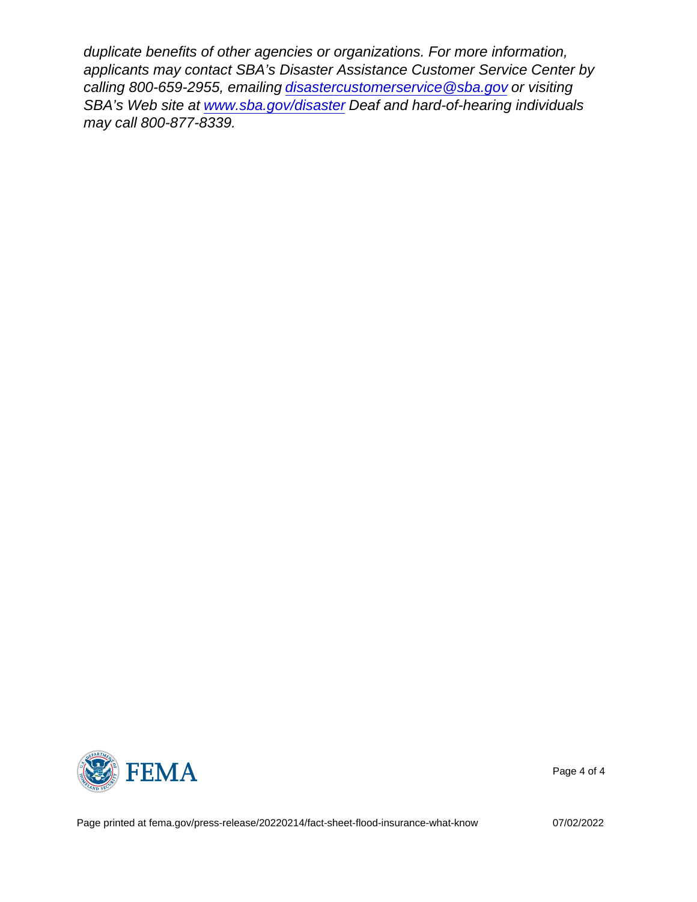*duplicate benefits of other agencies or organizations. For more information, applicants may contact SBA's Disaster Assistance Customer Service Center by calling 800-659-2955, emailing [disastercustomerservice@sba.gov](mailto:disastercustomerservice@sba.gov) or visiting SBA's Web site at [www.sba.gov/disaster](http://www.sba.gov/disaster) Deaf and hard-of-hearing individuals may call 800-877-8339.*